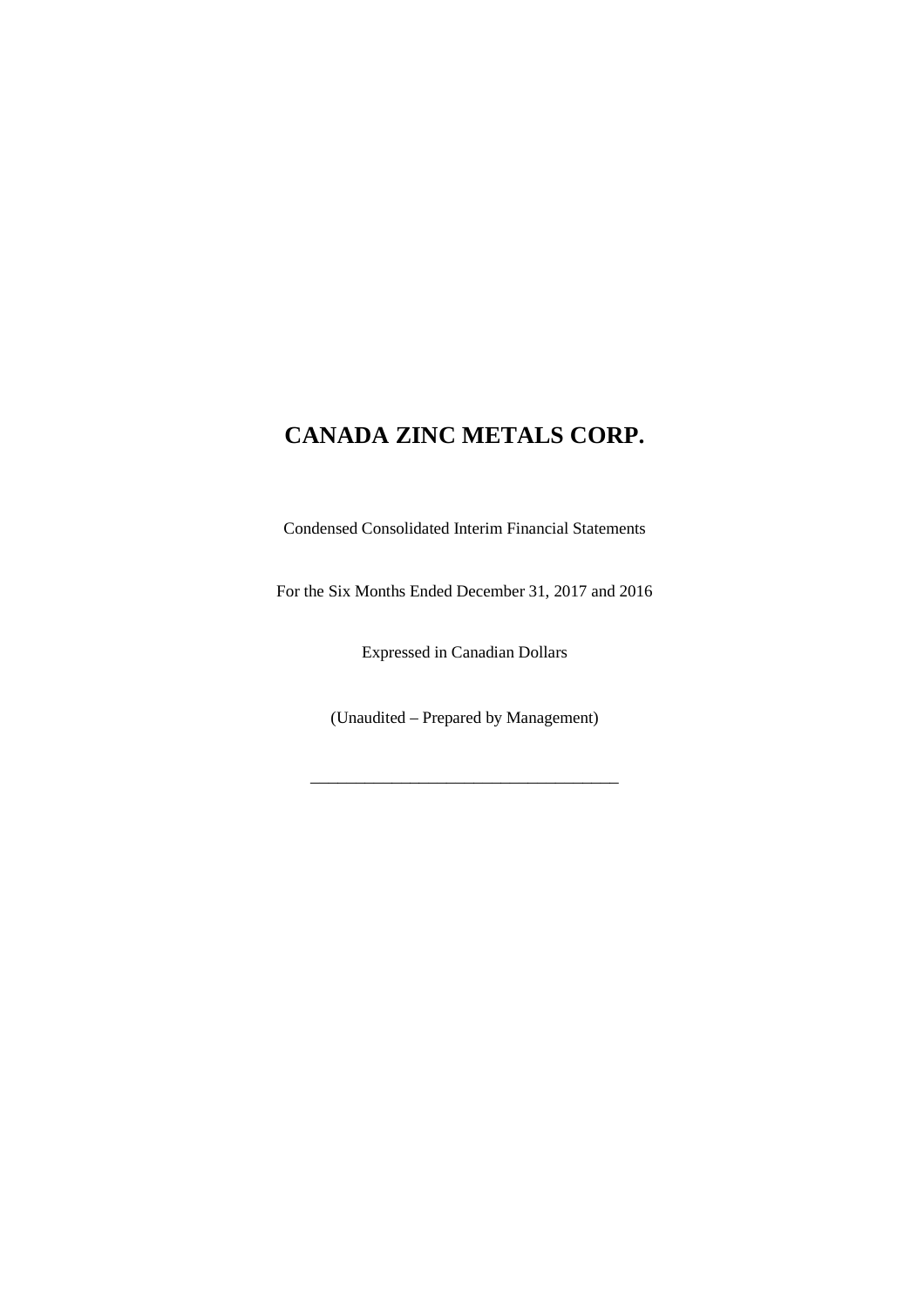# CANADA ZINC METALS CORP.

Condensed Consolidated Interim Financial Statements

For the Six Months Ended December 31, 2017 and 2016

Expressed in Canadian Dollars

(Unaudited – Prepared by Management)

\_\_\_\_\_\_\_\_\_\_\_\_\_\_\_\_\_\_\_\_\_\_\_\_\_\_\_\_\_\_\_\_\_\_\_\_\_\_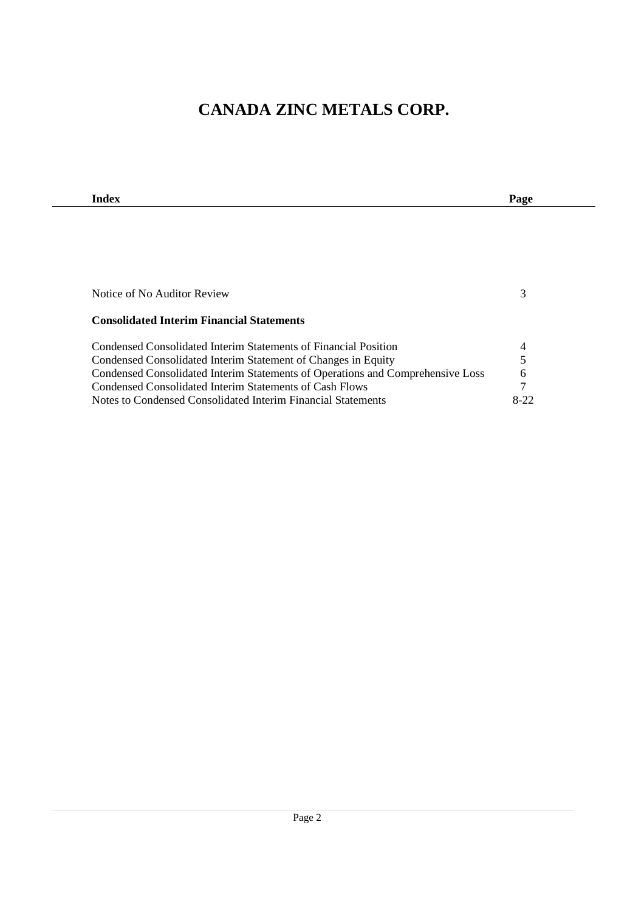# CANADA ZINC METALS CORP.

| Index | Page |
| --- | --- |
| Notice of No Auditor Review | 3 |
| **Consolidated Interim Financial Statements** | |
| Condensed Consolidated Interim Statements of Financial Position | 4 |
| Condensed Consolidated Interim Statement of Changes in Equity | 5 |
| Condensed Consolidated Interim Statements of Operations and Comprehensive Loss | 6 |
| Condensed Consolidated Interim Statements of Cash Flows | 7 |
| Notes to Condensed Consolidated Interim Financial Statements | 8-22 |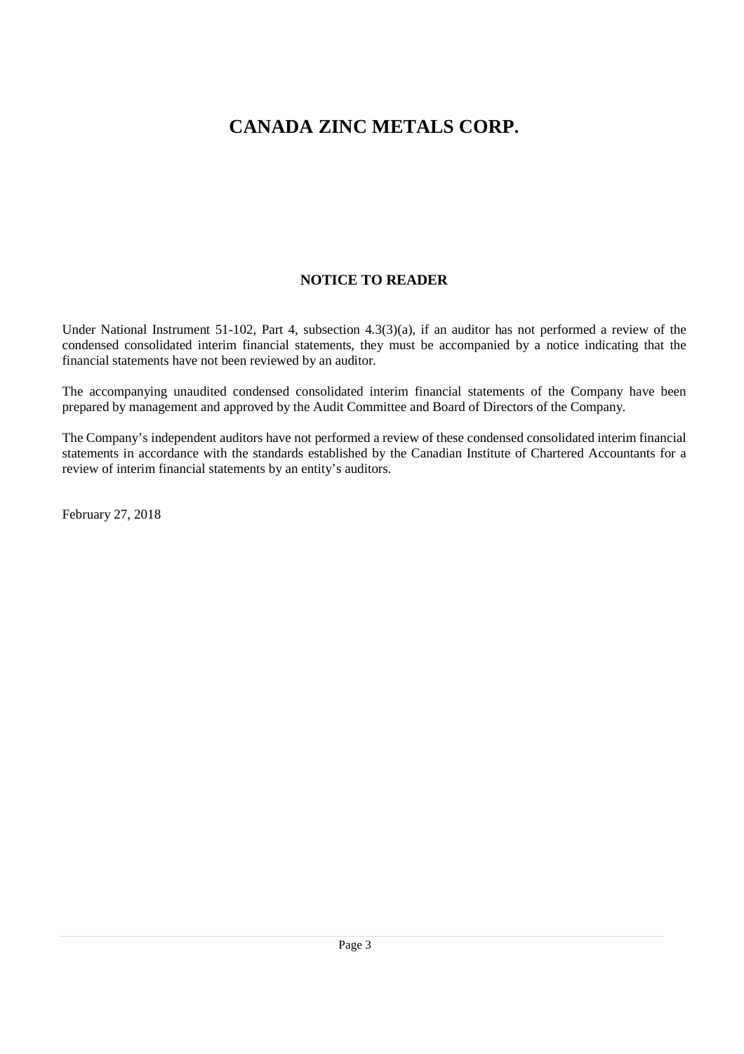# CANADA ZINC METALS CORP.

## NOTICE TO READER

Under National Instrument 51-102, Part 4, subsection 4.3(3)(a), if an auditor has not performed a review of the condensed consolidated interim financial statements, they must be accompanied by a notice indicating that the financial statements have not been reviewed by an auditor.

The accompanying unaudited condensed consolidated interim financial statements of the Company have been prepared by management and approved by the Audit Committee and Board of Directors of the Company.

The Company's independent auditors have not performed a review of these condensed consolidated interim financial statements in accordance with the standards established by the Canadian Institute of Chartered Accountants for a review of interim financial statements by an entity's auditors.

February 27, 2018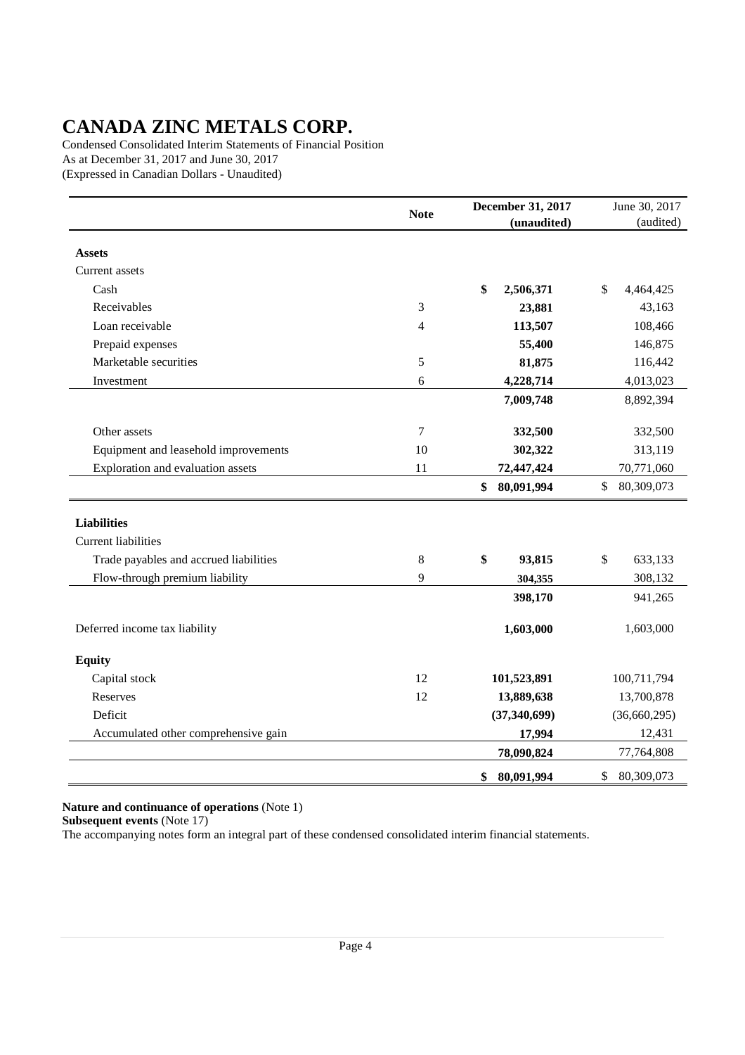# CANADA ZINC METALS CORP.

Condensed Consolidated Interim Statements of Financial Position
As at December 31, 2017 and June 30, 2017
(Expressed in Canadian Dollars - Unaudited)

| | Note | **December 31, 2017 (unaudited)** | June 30, 2017 (audited) |
|---|---|---|---|
| **Assets** | | | |
| Current assets | | | |
| Cash | | **$ 2,506,371** | $ 4,464,425 |
| Receivables | 3 | **23,881** | 43,163 |
| Loan receivable | 4 | **113,507** | 108,466 |
| Prepaid expenses | | **55,400** | 146,875 |
| Marketable securities | 5 | **81,875** | 116,442 |
| Investment | 6 | **4,228,714** | 4,013,023 |
| | | **7,009,748** | 8,892,394 |
| Other assets | 7 | **332,500** | 332,500 |
| Equipment and leasehold improvements | 10 | **302,322** | 313,119 |
| Exploration and evaluation assets | 11 | **72,447,424** | 70,771,060 |
| | | **$ 80,091,994** | $ 80,309,073 |
| **Liabilities** | | | |
| Current liabilities | | | |
| Trade payables and accrued liabilities | 8 | **$ 93,815** | $ 633,133 |
| Flow-through premium liability | 9 | **304,355** | 308,132 |
| | | **398,170** | 941,265 |
| Deferred income tax liability | | **1,603,000** | 1,603,000 |
| **Equity** | | | |
| Capital stock | 12 | **101,523,891** | 100,711,794 |
| Reserves | 12 | **13,889,638** | 13,700,878 |
| Deficit | | **(37,340,699)** | (36,660,295) |
| Accumulated other comprehensive gain | | **17,994** | 12,431 |
| | | **78,090,824** | 77,764,808 |
| | | **$ 80,091,994** | $ 80,309,073 |

**Nature and continuance of operations** (Note 1)
**Subsequent events** (Note 17)
The accompanying notes form an integral part of these condensed consolidated interim financial statements.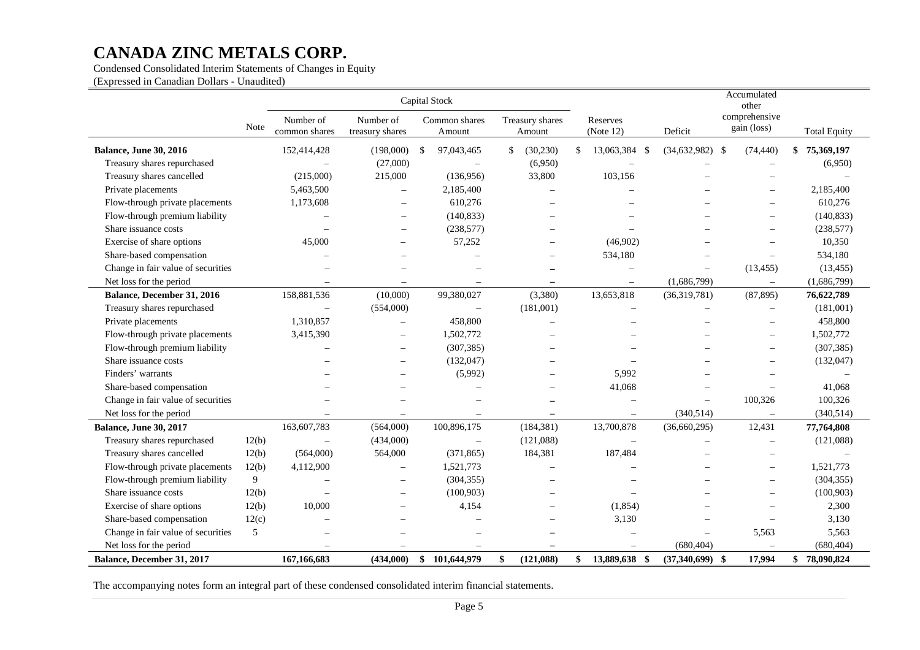# CANADA ZINC METALS CORP.

Condensed Consolidated Interim Statements of Changes in Equity
(Expressed in Canadian Dollars - Unaudited)

| | Note | Capital Stock | | | | Reserves (Note 12) | Deficit | Accumulated other comprehensive gain (loss) | Total Equity |
|---|---|---|---|---|---|---|---|---|---|
| | | Number of common shares | Number of treasury shares | Common shares Amount | Treasury shares Amount | | | | |
| **Balance, June 30, 2016** | | 152,414,428 | (198,000) | $ 97,043,465 | $ (30,230) | $ 13,063,384 | $ (34,632,982) | $ (74,440) | **$ 75,369,197** |
| Treasury shares repurchased | | – | (27,000) | – | (6,950) | – | – | – | (6,950) |
| Treasury shares cancelled | | (215,000) | 215,000 | (136,956) | 33,800 | 103,156 | – | – | – |
| Private placements | | 5,463,500 | – | 2,185,400 | – | – | – | – | 2,185,400 |
| Flow-through private placements | | 1,173,608 | – | 610,276 | – | – | – | – | 610,276 |
| Flow-through premium liability | | – | – | (140,833) | – | – | – | – | (140,833) |
| Share issuance costs | | – | – | (238,577) | – | – | – | – | (238,577) |
| Exercise of share options | | 45,000 | – | 57,252 | – | (46,902) | – | – | 10,350 |
| Share-based compensation | | – | – | – | – | 534,180 | – | – | 534,180 |
| Change in fair value of securities | | – | – | – | – | – | – | (13,455) | (13,455) |
| Net loss for the period | | – | – | – | – | – | (1,686,799) | – | (1,686,799) |
| **Balance, December 31, 2016** | | 158,881,536 | (10,000) | 99,380,027 | (3,380) | 13,653,818 | (36,319,781) | (87,895) | **76,622,789** |
| Treasury shares repurchased | | – | (554,000) | – | (181,001) | – | – | – | (181,001) |
| Private placements | | 1,310,857 | – | 458,800 | – | – | – | – | 458,800 |
| Flow-through private placements | | 3,415,390 | – | 1,502,772 | – | – | – | – | 1,502,772 |
| Flow-through premium liability | | – | – | (307,385) | – | – | – | – | (307,385) |
| Share issuance costs | | – | – | (132,047) | – | – | – | – | (132,047) |
| Finders' warrants | | – | – | (5,992) | – | 5,992 | – | – | – |
| Share-based compensation | | – | – | – | – | 41,068 | – | – | 41,068 |
| Change in fair value of securities | | – | – | – | – | – | – | 100,326 | 100,326 |
| Net loss for the period | | – | – | – | – | – | (340,514) | – | (340,514) |
| **Balance, June 30, 2017** | | 163,607,783 | (564,000) | 100,896,175 | (184,381) | 13,700,878 | (36,660,295) | 12,431 | **77,764,808** |
| Treasury shares repurchased | 12(b) | – | (434,000) | – | (121,088) | – | – | – | (121,088) |
| Treasury shares cancelled | 12(b) | (564,000) | 564,000 | (371,865) | 184,381 | 187,484 | – | – | – |
| Flow-through private placements | 12(b) | 4,112,900 | – | 1,521,773 | – | – | – | – | 1,521,773 |
| Flow-through premium liability | 9 | – | – | (304,355) | – | – | – | – | (304,355) |
| Share issuance costs | 12(b) | – | – | (100,903) | – | – | – | – | (100,903) |
| Exercise of share options | 12(b) | 10,000 | – | 4,154 | – | (1,854) | – | – | 2,300 |
| Share-based compensation | 12(c) | – | – | – | – | 3,130 | – | – | 3,130 |
| Change in fair value of securities | 5 | – | – | – | – | – | – | 5,563 | 5,563 |
| Net loss for the period | | – | – | – | – | – | (680,404) | – | (680,404) |
| **Balance, December 31, 2017** | | **167,166,683** | **(434,000)** | **$ 101,644,979** | **$ (121,088)** | **$ 13,889,638** | **$ (37,340,699)** | **$ 17,994** | **$ 78,090,824** |

The accompanying notes form an integral part of these condensed consolidated interim financial statements.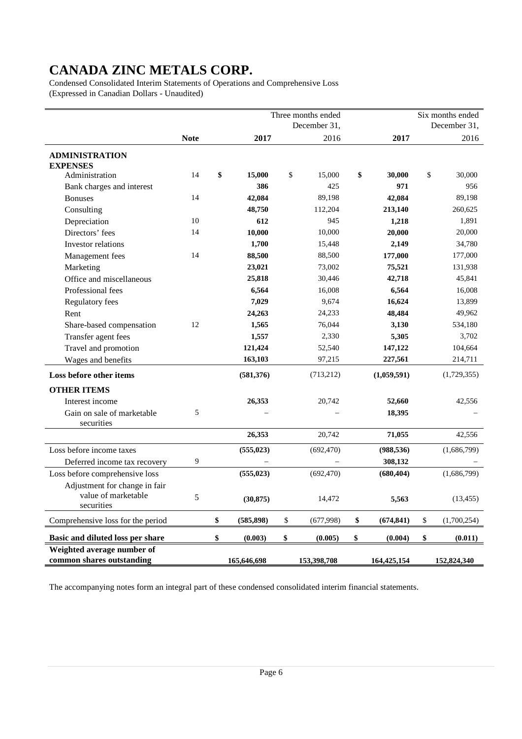# CANADA ZINC METALS CORP.

Condensed Consolidated Interim Statements of Operations and Comprehensive Loss
(Expressed in Canadian Dollars - Unaudited)

| | Note | Three months ended December 31, 2017 | Three months ended December 31, 2016 | Six months ended December 31, 2017 | Six months ended December 31, 2016 |
|---|---|---|---|---|---|
| **ADMINISTRATION EXPENSES** | | | | | |
| Administration | 14 | **$ 15,000** | $ 15,000 | **$ 30,000** | $ 30,000 |
| Bank charges and interest | | **386** | 425 | **971** | 956 |
| Bonuses | 14 | **42,084** | 89,198 | **42,084** | 89,198 |
| Consulting | | **48,750** | 112,204 | **213,140** | 260,625 |
| Depreciation | 10 | **612** | 945 | **1,218** | 1,891 |
| Directors' fees | 14 | **10,000** | 10,000 | **20,000** | 20,000 |
| Investor relations | | **1,700** | 15,448 | **2,149** | 34,780 |
| Management fees | 14 | **88,500** | 88,500 | **177,000** | 177,000 |
| Marketing | | **23,021** | 73,002 | **75,521** | 131,938 |
| Office and miscellaneous | | **25,818** | 30,446 | **42,718** | 45,841 |
| Professional fees | | **6,564** | 16,008 | **6,564** | 16,008 |
| Regulatory fees | | **7,029** | 9,674 | **16,624** | 13,899 |
| Rent | | **24,263** | 24,233 | **48,484** | 49,962 |
| Share-based compensation | 12 | **1,565** | 76,044 | **3,130** | 534,180 |
| Transfer agent fees | | **1,557** | 2,330 | **5,305** | 3,702 |
| Travel and promotion | | **121,424** | 52,540 | **147,122** | 104,664 |
| Wages and benefits | | **163,103** | 97,215 | **227,561** | 214,711 |
| **Loss before other items** | | **(581,376)** | (713,212) | **(1,059,591)** | (1,729,355) |
| **OTHER ITEMS** | | | | | |
| Interest income | | **26,353** | 20,742 | **52,660** | 42,556 |
| Gain on sale of marketable securities | 5 | – | – | **18,395** | – |
| | | **26,353** | 20,742 | **71,055** | 42,556 |
| Loss before income taxes | | **(555,023)** | (692,470) | **(988,536)** | (1,686,799) |
| Deferred income tax recovery | 9 | – | – | **308,132** | – |
| Loss before comprehensive loss | | **(555,023)** | (692,470) | **(680,404)** | (1,686,799) |
| Adjustment for change in fair value of marketable securities | 5 | **(30,875)** | 14,472 | **5,563** | (13,455) |
| Comprehensive loss for the period | | **$ (585,898)** | $ (677,998) | **$ (674,841)** | $ (1,700,254) |
| **Basic and diluted loss per share** | | **$ (0.003)** | **$ (0.005)** | **$ (0.004)** | **$ (0.011)** |
| **Weighted average number of common shares outstanding** | | **165,646,698** | **153,398,708** | **164,425,154** | **152,824,340** |

The accompanying notes form an integral part of these condensed consolidated interim financial statements.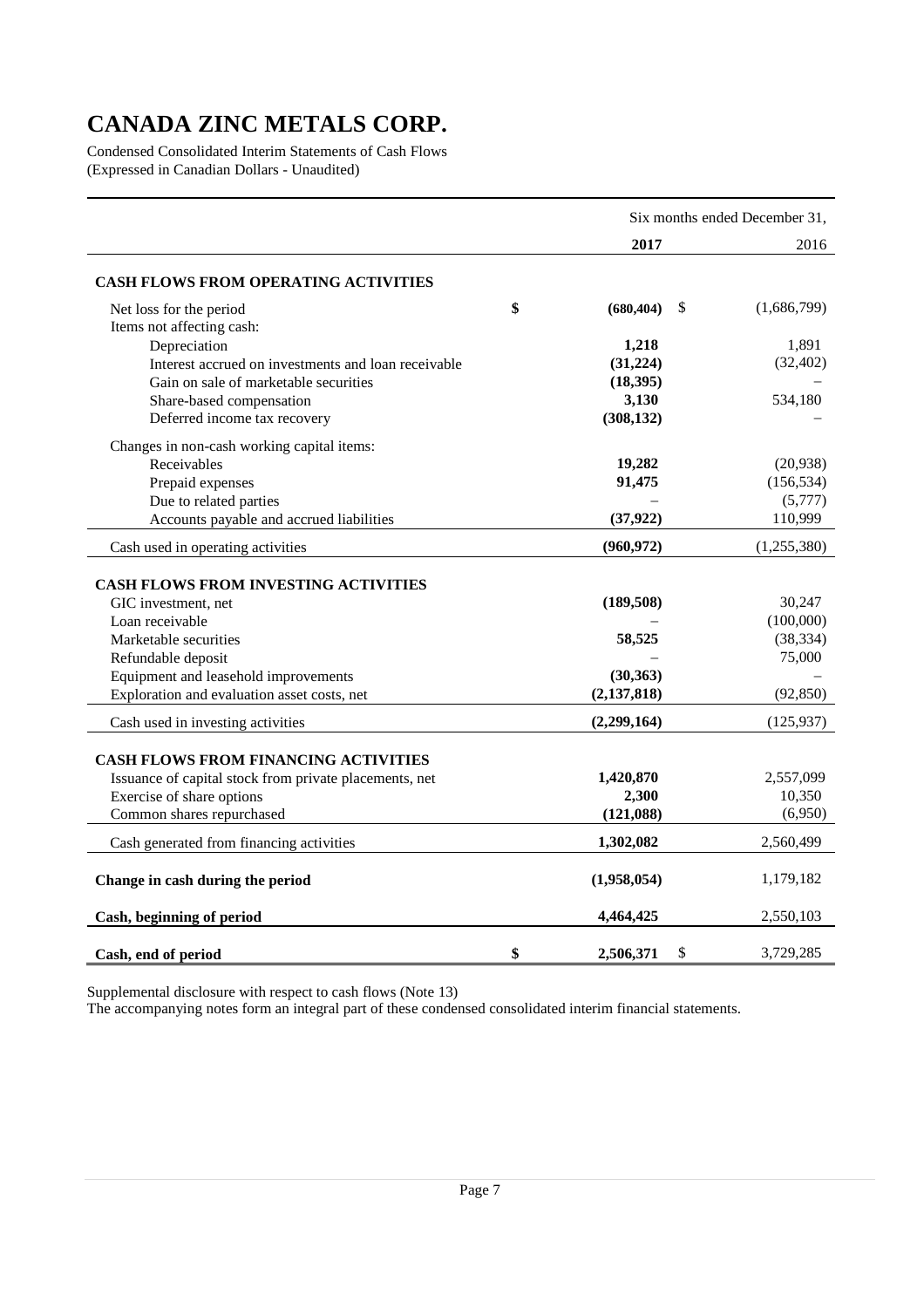# CANADA ZINC METALS CORP.

Condensed Consolidated Interim Statements of Cash Flows
(Expressed in Canadian Dollars - Unaudited)

| | Six months ended December 31, | |
|---|---|---|
| | **2017** | 2016 |
| **CASH FLOWS FROM OPERATING ACTIVITIES** | | |
| Net loss for the period | **$ (680,404)** | $ (1,686,799) |
| Items not affecting cash: | | |
| Depreciation | **1,218** | 1,891 |
| Interest accrued on investments and loan receivable | **(31,224)** | (32,402) |
| Gain on sale of marketable securities | **(18,395)** | – |
| Share-based compensation | **3,130** | 534,180 |
| Deferred income tax recovery | **(308,132)** | – |
| Changes in non-cash working capital items: | | |
| Receivables | **19,282** | (20,938) |
| Prepaid expenses | **91,475** | (156,534) |
| Due to related parties | **–** | (5,777) |
| Accounts payable and accrued liabilities | **(37,922)** | 110,999 |
| Cash used in operating activities | **(960,972)** | (1,255,380) |
| **CASH FLOWS FROM INVESTING ACTIVITIES** | | |
| GIC investment, net | **(189,508)** | 30,247 |
| Loan receivable | **–** | (100,000) |
| Marketable securities | **58,525** | (38,334) |
| Refundable deposit | **–** | 75,000 |
| Equipment and leasehold improvements | **(30,363)** | – |
| Exploration and evaluation asset costs, net | **(2,137,818)** | (92,850) |
| Cash used in investing activities | **(2,299,164)** | (125,937) |
| **CASH FLOWS FROM FINANCING ACTIVITIES** | | |
| Issuance of capital stock from private placements, net | **1,420,870** | 2,557,099 |
| Exercise of share options | **2,300** | 10,350 |
| Common shares repurchased | **(121,088)** | (6,950) |
| Cash generated from financing activities | **1,302,082** | 2,560,499 |
| **Change in cash during the period** | **(1,958,054)** | 1,179,182 |
| **Cash, beginning of period** | **4,464,425** | 2,550,103 |
| **Cash, end of period** | **$ 2,506,371** | $ 3,729,285 |

Supplemental disclosure with respect to cash flows (Note 13)

The accompanying notes form an integral part of these condensed consolidated interim financial statements.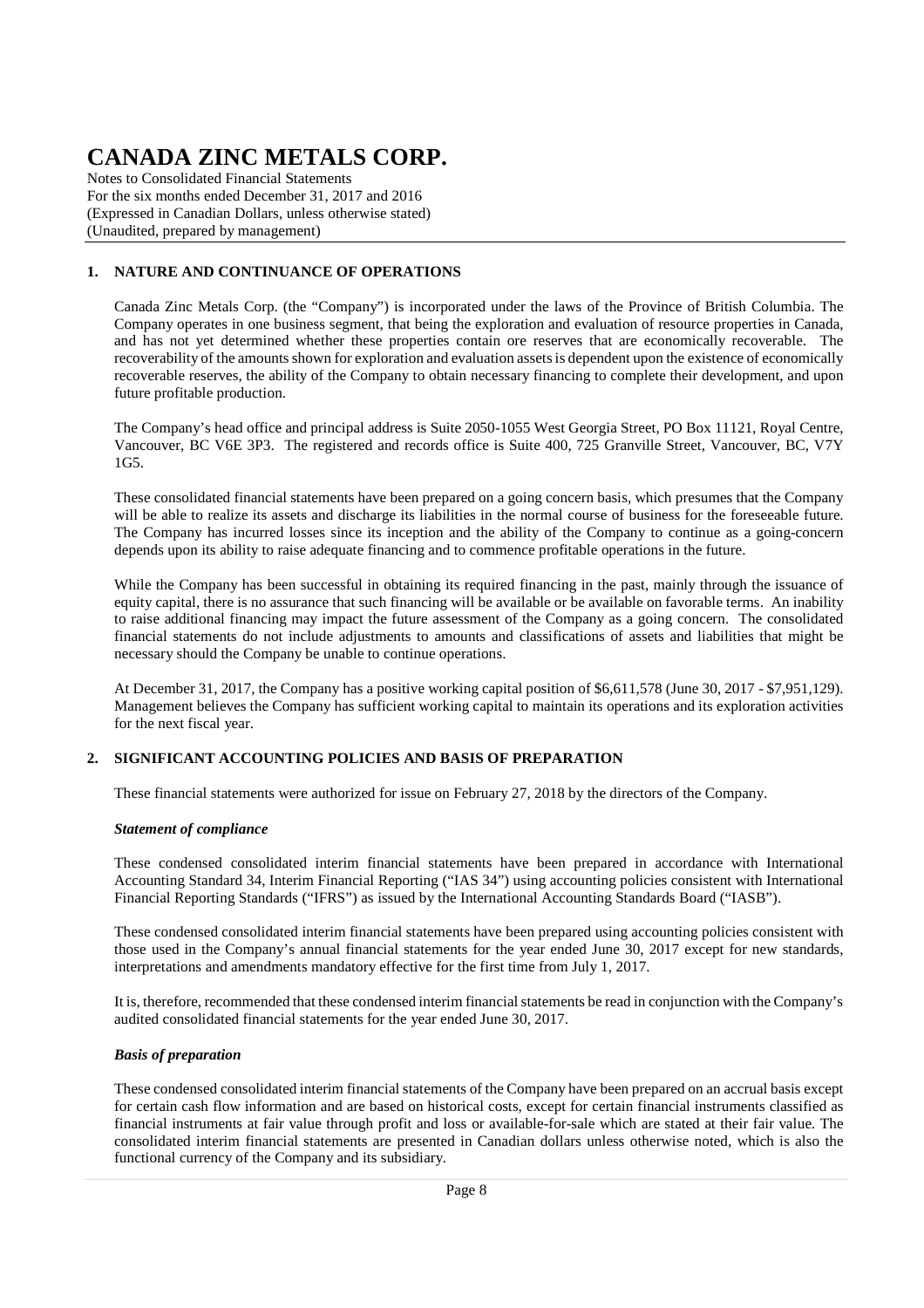# CANADA ZINC METALS CORP.

Notes to Consolidated Financial Statements
For the six months ended December 31, 2017 and 2016
(Expressed in Canadian Dollars, unless otherwise stated)
(Unaudited, prepared by management)

## 1. NATURE AND CONTINUANCE OF OPERATIONS

Canada Zinc Metals Corp. (the "Company") is incorporated under the laws of the Province of British Columbia. The Company operates in one business segment, that being the exploration and evaluation of resource properties in Canada, and has not yet determined whether these properties contain ore reserves that are economically recoverable. The recoverability of the amounts shown for exploration and evaluation assets is dependent upon the existence of economically recoverable reserves, the ability of the Company to obtain necessary financing to complete their development, and upon future profitable production.

The Company's head office and principal address is Suite 2050-1055 West Georgia Street, PO Box 11121, Royal Centre, Vancouver, BC V6E 3P3. The registered and records office is Suite 400, 725 Granville Street, Vancouver, BC, V7Y 1G5.

These consolidated financial statements have been prepared on a going concern basis, which presumes that the Company will be able to realize its assets and discharge its liabilities in the normal course of business for the foreseeable future. The Company has incurred losses since its inception and the ability of the Company to continue as a going-concern depends upon its ability to raise adequate financing and to commence profitable operations in the future.

While the Company has been successful in obtaining its required financing in the past, mainly through the issuance of equity capital, there is no assurance that such financing will be available or be available on favorable terms. An inability to raise additional financing may impact the future assessment of the Company as a going concern. The consolidated financial statements do not include adjustments to amounts and classifications of assets and liabilities that might be necessary should the Company be unable to continue operations.

At December 31, 2017, the Company has a positive working capital position of $6,611,578 (June 30, 2017 - $7,951,129). Management believes the Company has sufficient working capital to maintain its operations and its exploration activities for the next fiscal year.

## 2. SIGNIFICANT ACCOUNTING POLICIES AND BASIS OF PREPARATION

These financial statements were authorized for issue on February 27, 2018 by the directors of the Company.

### *Statement of compliance*

These condensed consolidated interim financial statements have been prepared in accordance with International Accounting Standard 34, Interim Financial Reporting ("IAS 34") using accounting policies consistent with International Financial Reporting Standards ("IFRS") as issued by the International Accounting Standards Board ("IASB").

These condensed consolidated interim financial statements have been prepared using accounting policies consistent with those used in the Company's annual financial statements for the year ended June 30, 2017 except for new standards, interpretations and amendments mandatory effective for the first time from July 1, 2017.

It is, therefore, recommended that these condensed interim financial statements be read in conjunction with the Company's audited consolidated financial statements for the year ended June 30, 2017.

### *Basis of preparation*

These condensed consolidated interim financial statements of the Company have been prepared on an accrual basis except for certain cash flow information and are based on historical costs, except for certain financial instruments classified as financial instruments at fair value through profit and loss or available-for-sale which are stated at their fair value. The consolidated interim financial statements are presented in Canadian dollars unless otherwise noted, which is also the functional currency of the Company and its subsidiary.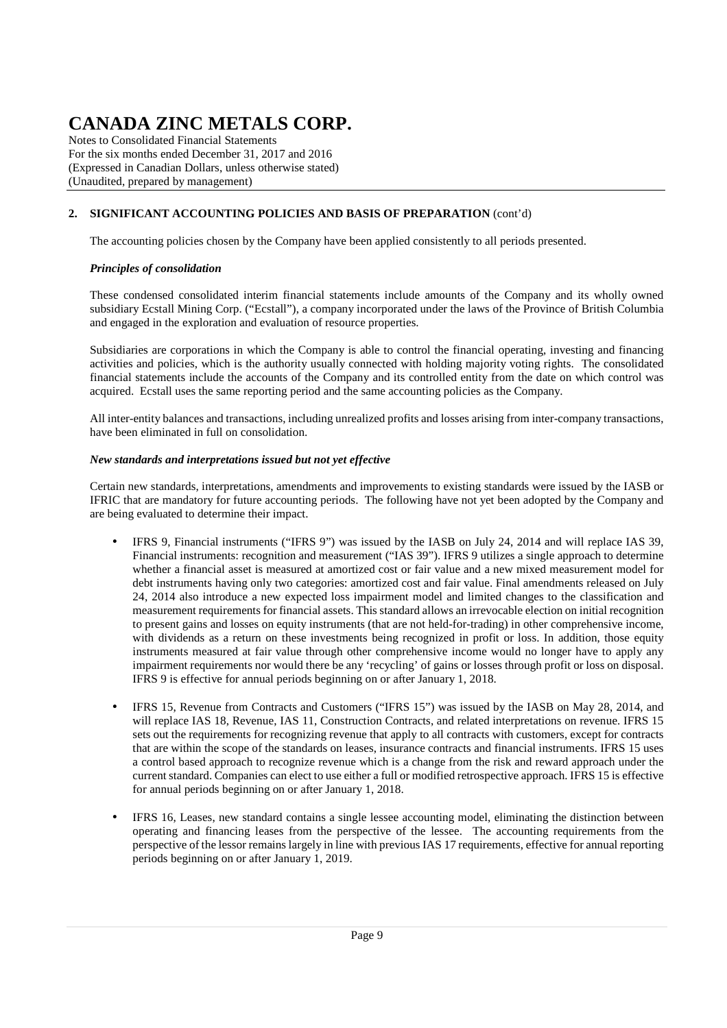## 2. SIGNIFICANT ACCOUNTING POLICIES AND BASIS OF PREPARATION (cont'd)

The accounting policies chosen by the Company have been applied consistently to all periods presented.

### *Principles of consolidation*

These condensed consolidated interim financial statements include amounts of the Company and its wholly owned subsidiary Ecstall Mining Corp. ("Ecstall"), a company incorporated under the laws of the Province of British Columbia and engaged in the exploration and evaluation of resource properties.

Subsidiaries are corporations in which the Company is able to control the financial operating, investing and financing activities and policies, which is the authority usually connected with holding majority voting rights. The consolidated financial statements include the accounts of the Company and its controlled entity from the date on which control was acquired. Ecstall uses the same reporting period and the same accounting policies as the Company.

All inter-entity balances and transactions, including unrealized profits and losses arising from inter-company transactions, have been eliminated in full on consolidation.

### *New standards and interpretations issued but not yet effective*

Certain new standards, interpretations, amendments and improvements to existing standards were issued by the IASB or IFRIC that are mandatory for future accounting periods. The following have not yet been adopted by the Company and are being evaluated to determine their impact.

- IFRS 9, Financial instruments ("IFRS 9") was issued by the IASB on July 24, 2014 and will replace IAS 39, Financial instruments: recognition and measurement ("IAS 39"). IFRS 9 utilizes a single approach to determine whether a financial asset is measured at amortized cost or fair value and a new mixed measurement model for debt instruments having only two categories: amortized cost and fair value. Final amendments released on July 24, 2014 also introduce a new expected loss impairment model and limited changes to the classification and measurement requirements for financial assets. This standard allows an irrevocable election on initial recognition to present gains and losses on equity instruments (that are not held-for-trading) in other comprehensive income, with dividends as a return on these investments being recognized in profit or loss. In addition, those equity instruments measured at fair value through other comprehensive income would no longer have to apply any impairment requirements nor would there be any 'recycling' of gains or losses through profit or loss on disposal. IFRS 9 is effective for annual periods beginning on or after January 1, 2018.

- IFRS 15, Revenue from Contracts and Customers ("IFRS 15") was issued by the IASB on May 28, 2014, and will replace IAS 18, Revenue, IAS 11, Construction Contracts, and related interpretations on revenue. IFRS 15 sets out the requirements for recognizing revenue that apply to all contracts with customers, except for contracts that are within the scope of the standards on leases, insurance contracts and financial instruments. IFRS 15 uses a control based approach to recognize revenue which is a change from the risk and reward approach under the current standard. Companies can elect to use either a full or modified retrospective approach. IFRS 15 is effective for annual periods beginning on or after January 1, 2018.

- IFRS 16, Leases, new standard contains a single lessee accounting model, eliminating the distinction between operating and financing leases from the perspective of the lessee. The accounting requirements from the perspective of the lessor remains largely in line with previous IAS 17 requirements, effective for annual reporting periods beginning on or after January 1, 2019.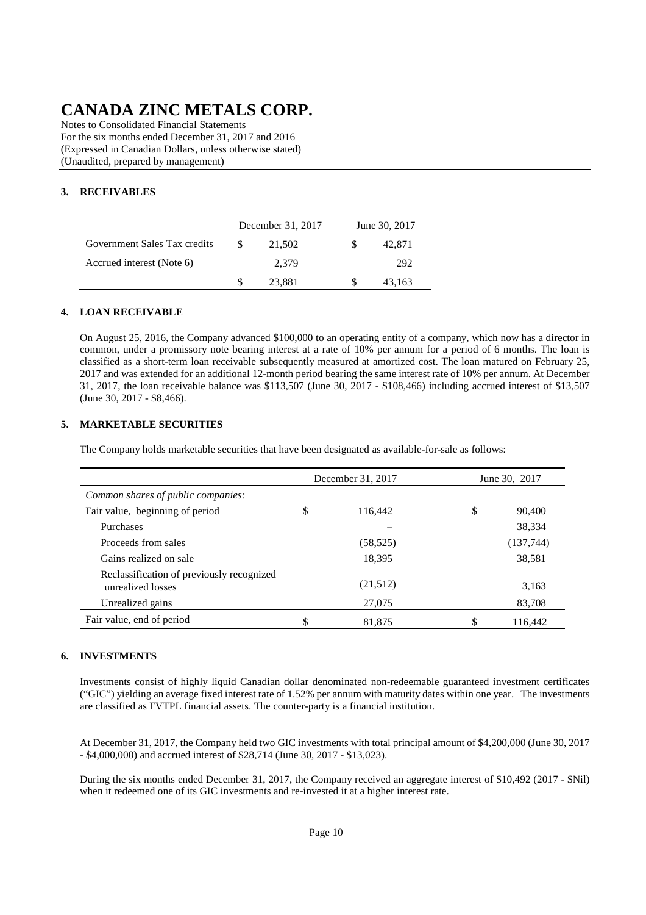# CANADA ZINC METALS CORP.

Notes to Consolidated Financial Statements
For the six months ended December 31, 2017 and 2016
(Expressed in Canadian Dollars, unless otherwise stated)
(Unaudited, prepared by management)

## 3. RECEIVABLES

| | December 31, 2017 | June 30, 2017 |
|---|---|---|
| Government Sales Tax credits | $ 21,502 | $ 42,871 |
| Accrued interest (Note 6) | 2,379 | 292 |
| | $ 23,881 | $ 43,163 |

## 4. LOAN RECEIVABLE

On August 25, 2016, the Company advanced $100,000 to an operating entity of a company, which now has a director in common, under a promissory note bearing interest at a rate of 10% per annum for a period of 6 months. The loan is classified as a short-term loan receivable subsequently measured at amortized cost. The loan matured on February 25, 2017 and was extended for an additional 12-month period bearing the same interest rate of 10% per annum. At December 31, 2017, the loan receivable balance was $113,507 (June 30, 2017 - $108,466) including accrued interest of $13,507 (June 30, 2017 - $8,466).

## 5. MARKETABLE SECURITIES

The Company holds marketable securities that have been designated as available-for-sale as follows:

| | December 31, 2017 | June 30, 2017 |
|---|---|---|
| *Common shares of public companies:* | | |
| Fair value, beginning of period | $ 116,442 | $ 90,400 |
| Purchases | – | 38,334 |
| Proceeds from sales | (58,525) | (137,744) |
| Gains realized on sale | 18,395 | 38,581 |
| Reclassification of previously recognized unrealized losses | (21,512) | 3,163 |
| Unrealized gains | 27,075 | 83,708 |
| Fair value, end of period | $ 81,875 | $ 116,442 |

## 6. INVESTMENTS

Investments consist of highly liquid Canadian dollar denominated non-redeemable guaranteed investment certificates ("GIC") yielding an average fixed interest rate of 1.52% per annum with maturity dates within one year. The investments are classified as FVTPL financial assets. The counter-party is a financial institution.

At December 31, 2017, the Company held two GIC investments with total principal amount of $4,200,000 (June 30, 2017 - $4,000,000) and accrued interest of $28,714 (June 30, 2017 - $13,023).

During the six months ended December 31, 2017, the Company received an aggregate interest of $10,492 (2017 - $Nil) when it redeemed one of its GIC investments and re-invested it at a higher interest rate.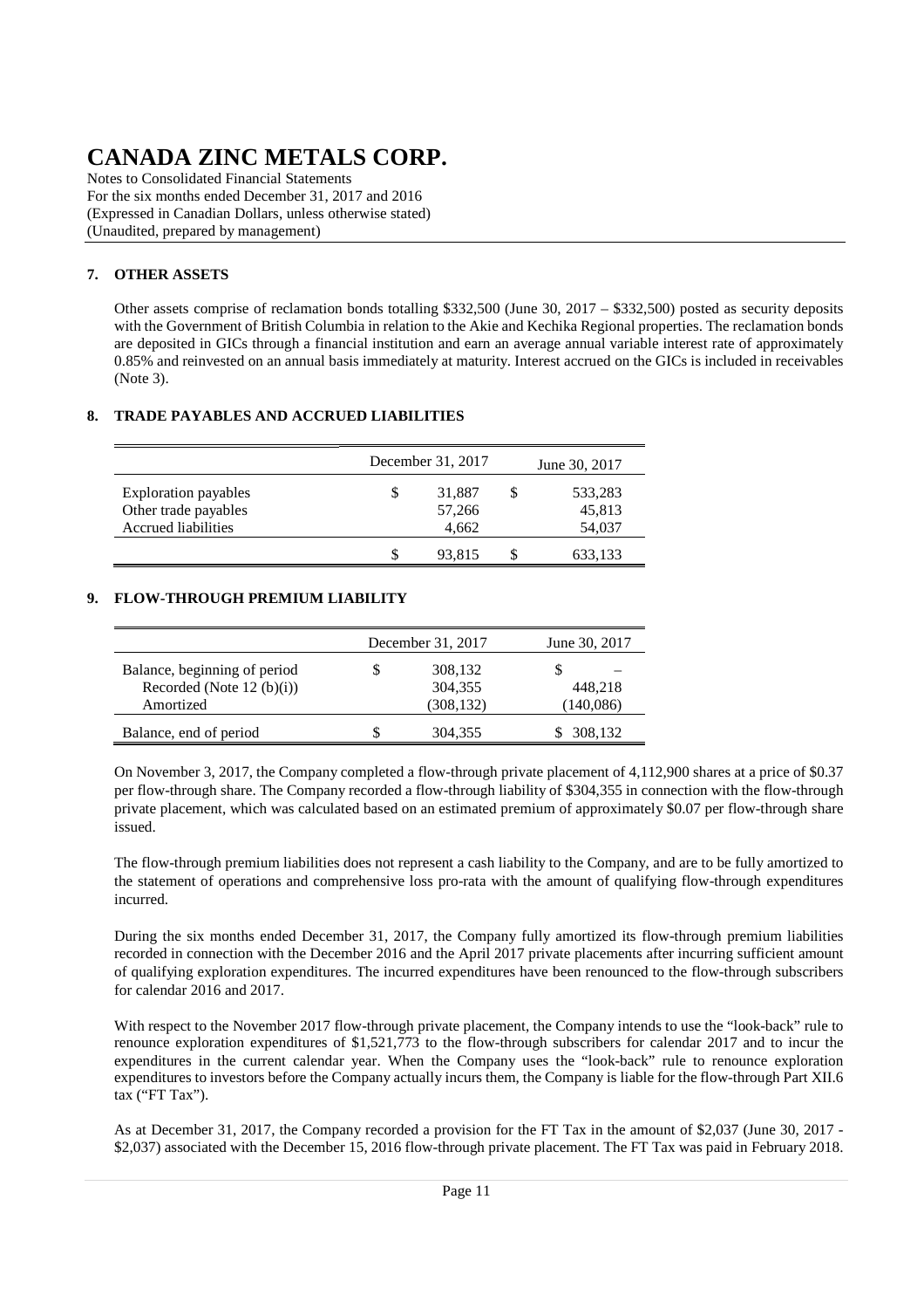# CANADA ZINC METALS CORP.

Notes to Consolidated Financial Statements
For the six months ended December 31, 2017 and 2016
(Expressed in Canadian Dollars, unless otherwise stated)
(Unaudited, prepared by management)

## 7. OTHER ASSETS

Other assets comprise of reclamation bonds totalling $332,500 (June 30, 2017 – $332,500) posted as security deposits with the Government of British Columbia in relation to the Akie and Kechika Regional properties. The reclamation bonds are deposited in GICs through a financial institution and earn an average annual variable interest rate of approximately 0.85% and reinvested on an annual basis immediately at maturity. Interest accrued on the GICs is included in receivables (Note 3).

## 8. TRADE PAYABLES AND ACCRUED LIABILITIES

| | December 31, 2017 | June 30, 2017 |
|---|---|---|
| Exploration payables | $ 31,887 | $ 533,283 |
| Other trade payables | 57,266 | 45,813 |
| Accrued liabilities | 4,662 | 54,037 |
| | $ 93,815 | $ 633,133 |

## 9. FLOW-THROUGH PREMIUM LIABILITY

| | December 31, 2017 | June 30, 2017 |
|---|---|---|
| Balance, beginning of period | $ 308,132 | $ – |
| Recorded (Note 12 (b)(i)) | 304,355 | 448,218 |
| Amortized | (308,132) | (140,086) |
| Balance, end of period | $ 304,355 | $ 308,132 |

On November 3, 2017, the Company completed a flow-through private placement of 4,112,900 shares at a price of $0.37 per flow-through share. The Company recorded a flow-through liability of $304,355 in connection with the flow-through private placement, which was calculated based on an estimated premium of approximately $0.07 per flow-through share issued.

The flow-through premium liabilities does not represent a cash liability to the Company, and are to be fully amortized to the statement of operations and comprehensive loss pro-rata with the amount of qualifying flow-through expenditures incurred.

During the six months ended December 31, 2017, the Company fully amortized its flow-through premium liabilities recorded in connection with the December 2016 and the April 2017 private placements after incurring sufficient amount of qualifying exploration expenditures. The incurred expenditures have been renounced to the flow-through subscribers for calendar 2016 and 2017.

With respect to the November 2017 flow-through private placement, the Company intends to use the "look-back" rule to renounce exploration expenditures of $1,521,773 to the flow-through subscribers for calendar 2017 and to incur the expenditures in the current calendar year. When the Company uses the "look-back" rule to renounce exploration expenditures to investors before the Company actually incurs them, the Company is liable for the flow-through Part XII.6 tax ("FT Tax").

As at December 31, 2017, the Company recorded a provision for the FT Tax in the amount of $2,037 (June 30, 2017 - $2,037) associated with the December 15, 2016 flow-through private placement. The FT Tax was paid in February 2018.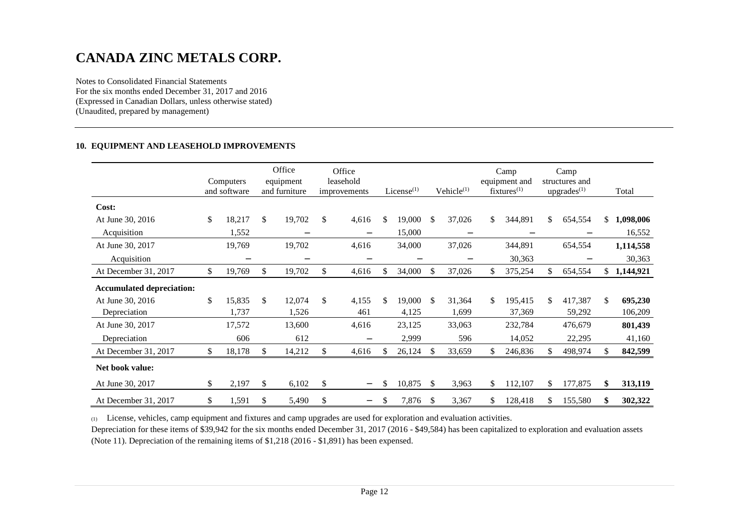# CANADA ZINC METALS CORP.

Notes to Consolidated Financial Statements
For the six months ended December 31, 2017 and 2016
(Expressed in Canadian Dollars, unless otherwise stated)
(Unaudited, prepared by management)

## 10. EQUIPMENT AND LEASEHOLD IMPROVEMENTS

| | Computers and software | Office equipment and furniture | Office leasehold improvements | License[(1)] | Vehicle[(1)] | Camp equipment and fixtures[(1)] | Camp structures and upgrades[(1)] | Total |
|---|---|---|---|---|---|---|---|---|
| **Cost:** | | | | | | | | |
| At June 30, 2016 | $ 18,217 | $ 19,702 | $ 4,616 | $ 19,000 | $ 37,026 | $ 344,891 | $ 654,554 | $ **1,098,006** |
| Acquisition | 1,552 | – | – | 15,000 | – | – | – | 16,552 |
| At June 30, 2017 | 19,769 | 19,702 | 4,616 | 34,000 | 37,026 | 344,891 | 654,554 | **1,114,558** |
| Acquisition | – | – | – | – | – | 30,363 | – | 30,363 |
| At December 31, 2017 | $ 19,769 | $ 19,702 | $ 4,616 | $ 34,000 | $ 37,026 | $ 375,254 | $ 654,554 | $ **1,144,921** |
| **Accumulated depreciation:** | | | | | | | | |
| At June 30, 2016 | $ 15,835 | $ 12,074 | $ 4,155 | $ 19,000 | $ 31,364 | $ 195,415 | $ 417,387 | $ **695,230** |
| Depreciation | 1,737 | 1,526 | 461 | 4,125 | 1,699 | 37,369 | 59,292 | 106,209 |
| At June 30, 2017 | 17,572 | 13,600 | 4,616 | 23,125 | 33,063 | 232,784 | 476,679 | **801,439** |
| Depreciation | 606 | 612 | – | 2,999 | 596 | 14,052 | 22,295 | 41,160 |
| At December 31, 2017 | $ 18,178 | $ 14,212 | $ 4,616 | $ 26,124 | $ 33,659 | $ 246,836 | $ 498,974 | $ **842,599** |
| **Net book value:** | | | | | | | | |
| At June 30, 2017 | $ 2,197 | $ 6,102 | $ – | $ 10,875 | $ 3,963 | $ 112,107 | $ 177,875 | **$ 313,119** |
| At December 31, 2017 | $ 1,591 | $ 5,490 | $ – | $ 7,876 | $ 3,367 | $ 128,418 | $ 155,580 | **$ 302,322** |

(1) License, vehicles, camp equipment and fixtures and camp upgrades are used for exploration and evaluation activities.

Depreciation for these items of $39,942 for the six months ended December 31, 2017 (2016 - $49,584) has been capitalized to exploration and evaluation assets (Note 11). Depreciation of the remaining items of $1,218 (2016 - $1,891) has been expensed.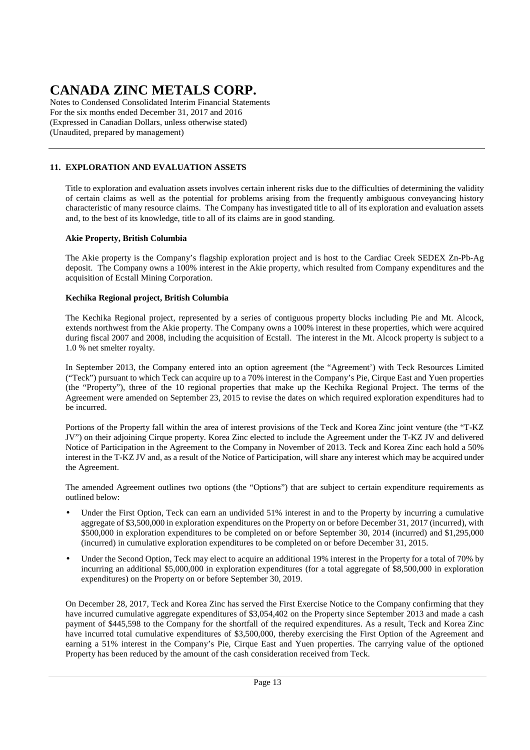## 11. EXPLORATION AND EVALUATION ASSETS

Title to exploration and evaluation assets involves certain inherent risks due to the difficulties of determining the validity of certain claims as well as the potential for problems arising from the frequently ambiguous conveyancing history characteristic of many resource claims. The Company has investigated title to all of its exploration and evaluation assets and, to the best of its knowledge, title to all of its claims are in good standing.

### Akie Property, British Columbia

The Akie property is the Company's flagship exploration project and is host to the Cardiac Creek SEDEX Zn-Pb-Ag deposit. The Company owns a 100% interest in the Akie property, which resulted from Company expenditures and the acquisition of Ecstall Mining Corporation.

### Kechika Regional project, British Columbia

The Kechika Regional project, represented by a series of contiguous property blocks including Pie and Mt. Alcock, extends northwest from the Akie property. The Company owns a 100% interest in these properties, which were acquired during fiscal 2007 and 2008, including the acquisition of Ecstall. The interest in the Mt. Alcock property is subject to a 1.0 % net smelter royalty.

In September 2013, the Company entered into an option agreement (the "Agreement') with Teck Resources Limited ("Teck") pursuant to which Teck can acquire up to a 70% interest in the Company's Pie, Cirque East and Yuen properties (the "Property"), three of the 10 regional properties that make up the Kechika Regional Project. The terms of the Agreement were amended on September 23, 2015 to revise the dates on which required exploration expenditures had to be incurred.

Portions of the Property fall within the area of interest provisions of the Teck and Korea Zinc joint venture (the "T-KZ JV") on their adjoining Cirque property. Korea Zinc elected to include the Agreement under the T-KZ JV and delivered Notice of Participation in the Agreement to the Company in November of 2013. Teck and Korea Zinc each hold a 50% interest in the T-KZ JV and, as a result of the Notice of Participation, will share any interest which may be acquired under the Agreement.

The amended Agreement outlines two options (the "Options") that are subject to certain expenditure requirements as outlined below:

- Under the First Option, Teck can earn an undivided 51% interest in and to the Property by incurring a cumulative aggregate of $3,500,000 in exploration expenditures on the Property on or before December 31, 2017 (incurred), with $500,000 in exploration expenditures to be completed on or before September 30, 2014 (incurred) and $1,295,000 (incurred) in cumulative exploration expenditures to be completed on or before December 31, 2015.
- Under the Second Option, Teck may elect to acquire an additional 19% interest in the Property for a total of 70% by incurring an additional $5,000,000 in exploration expenditures (for a total aggregate of $8,500,000 in exploration expenditures) on the Property on or before September 30, 2019.

On December 28, 2017, Teck and Korea Zinc has served the First Exercise Notice to the Company confirming that they have incurred cumulative aggregate expenditures of $3,054,402 on the Property since September 2013 and made a cash payment of $445,598 to the Company for the shortfall of the required expenditures. As a result, Teck and Korea Zinc have incurred total cumulative expenditures of $3,500,000, thereby exercising the First Option of the Agreement and earning a 51% interest in the Company's Pie, Cirque East and Yuen properties. The carrying value of the optioned Property has been reduced by the amount of the cash consideration received from Teck.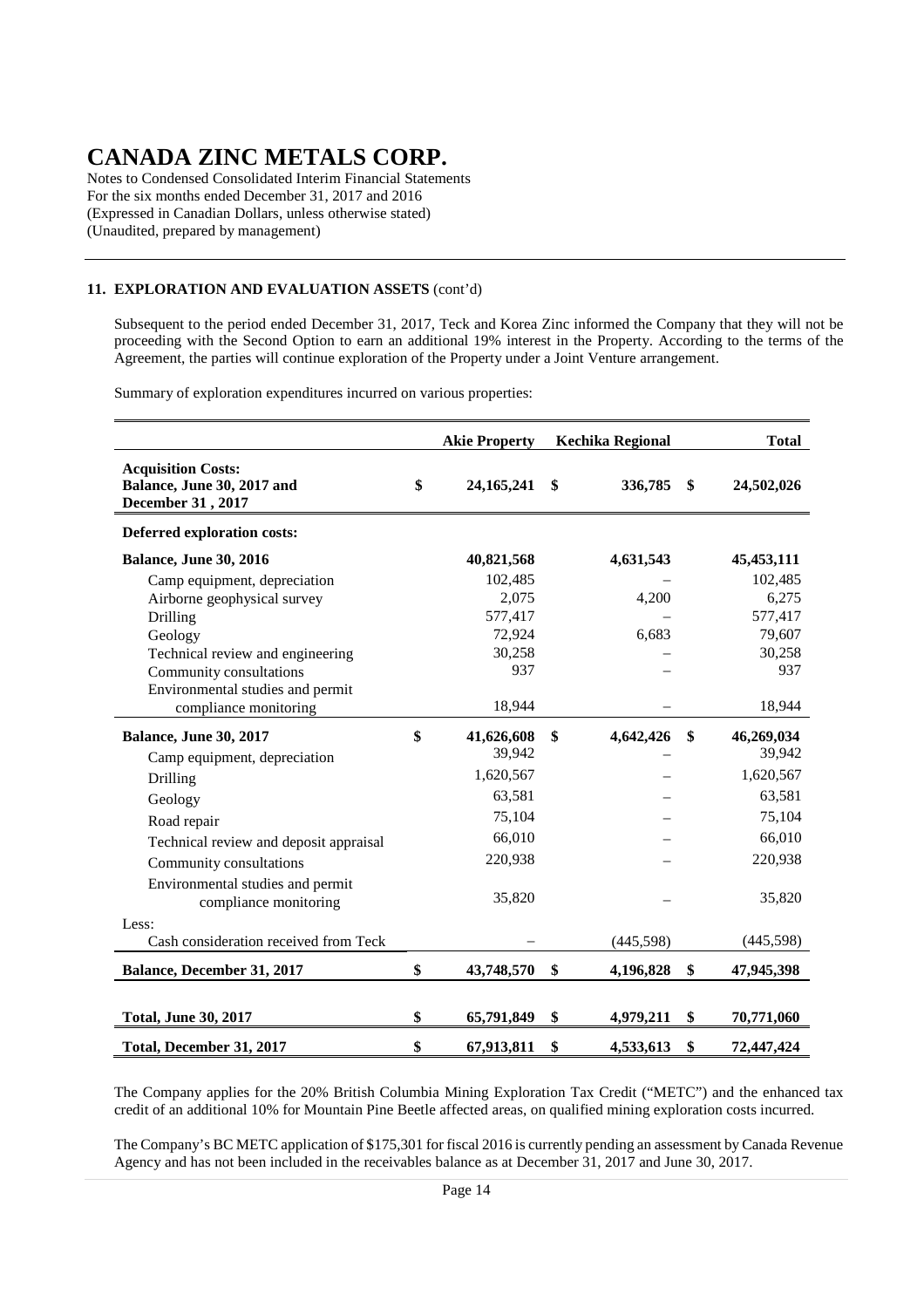# CANADA ZINC METALS CORP.

Notes to Condensed Consolidated Interim Financial Statements
For the six months ended December 31, 2017 and 2016
(Expressed in Canadian Dollars, unless otherwise stated)
(Unaudited, prepared by management)

### 11. EXPLORATION AND EVALUATION ASSETS (cont'd)

Subsequent to the period ended December 31, 2017, Teck and Korea Zinc informed the Company that they will not be proceeding with the Second Option to earn an additional 19% interest in the Property. According to the terms of the Agreement, the parties will continue exploration of the Property under a Joint Venture arrangement.

Summary of exploration expenditures incurred on various properties:

| | Akie Property | Kechika Regional | Total |
|---|---|---|---|
| **Acquisition Costs:** **Balance, June 30, 2017 and December 31, 2017** | $ 24,165,241 | $ 336,785 | $ 24,502,026 |
| **Deferred exploration costs:** | | | |
| **Balance, June 30, 2016** | 40,821,568 | 4,631,543 | 45,453,111 |
| Camp equipment, depreciation | 102,485 | – | 102,485 |
| Airborne geophysical survey | 2,075 | 4,200 | 6,275 |
| Drilling | 577,417 | – | 577,417 |
| Geology | 72,924 | 6,683 | 79,607 |
| Technical review and engineering | 30,258 | – | 30,258 |
| Community consultations | 937 | – | 937 |
| Environmental studies and permit compliance monitoring | 18,944 | – | 18,944 |
| **Balance, June 30, 2017** | $ 41,626,608 | $ 4,642,426 | $ 46,269,034 |
| Camp equipment, depreciation | 39,942 | – | 39,942 |
| Drilling | 1,620,567 | – | 1,620,567 |
| Geology | 63,581 | – | 63,581 |
| Road repair | 75,104 | – | 75,104 |
| Technical review and deposit appraisal | 66,010 | – | 66,010 |
| Community consultations | 220,938 | – | 220,938 |
| Environmental studies and permit compliance monitoring | 35,820 | – | 35,820 |
| Less: | | | |
| Cash consideration received from Teck | – | (445,598) | (445,598) |
| **Balance, December 31, 2017** | $ 43,748,570 | $ 4,196,828 | $ 47,945,398 |
| **Total, June 30, 2017** | $ 65,791,849 | $ 4,979,211 | $ 70,771,060 |
| **Total, December 31, 2017** | $ 67,913,811 | $ 4,533,613 | $ 72,447,424 |

The Company applies for the 20% British Columbia Mining Exploration Tax Credit ("METC") and the enhanced tax credit of an additional 10% for Mountain Pine Beetle affected areas, on qualified mining exploration costs incurred.

The Company's BC METC application of $175,301 for fiscal 2016 is currently pending an assessment by Canada Revenue Agency and has not been included in the receivables balance as at December 31, 2017 and June 30, 2017.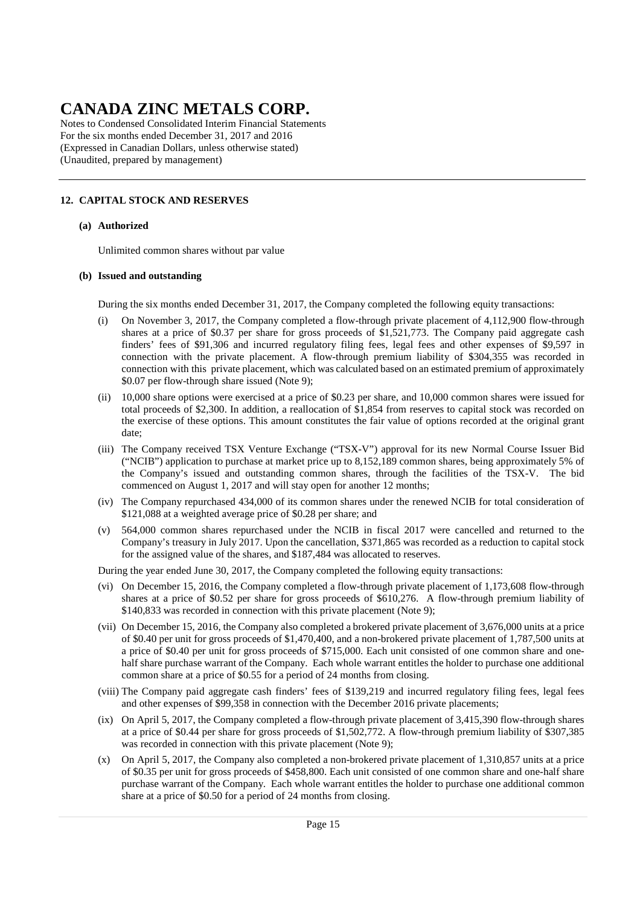## 12. CAPITAL STOCK AND RESERVES

### (a) Authorized

Unlimited common shares without par value

### (b) Issued and outstanding

During the six months ended December 31, 2017, the Company completed the following equity transactions:

(i) On November 3, 2017, the Company completed a flow-through private placement of 4,112,900 flow-through shares at a price of $0.37 per share for gross proceeds of $1,521,773. The Company paid aggregate cash finders' fees of $91,306 and incurred regulatory filing fees, legal fees and other expenses of $9,597 in connection with the private placement. A flow-through premium liability of $304,355 was recorded in connection with this private placement, which was calculated based on an estimated premium of approximately $0.07 per flow-through share issued (Note 9);

(ii) 10,000 share options were exercised at a price of $0.23 per share, and 10,000 common shares were issued for total proceeds of $2,300. In addition, a reallocation of $1,854 from reserves to capital stock was recorded on the exercise of these options. This amount constitutes the fair value of options recorded at the original grant date;

(iii) The Company received TSX Venture Exchange ("TSX-V") approval for its new Normal Course Issuer Bid ("NCIB") application to purchase at market price up to 8,152,189 common shares, being approximately 5% of the Company's issued and outstanding common shares, through the facilities of the TSX-V. The bid commenced on August 1, 2017 and will stay open for another 12 months;

(iv) The Company repurchased 434,000 of its common shares under the renewed NCIB for total consideration of $121,088 at a weighted average price of $0.28 per share; and

(v) 564,000 common shares repurchased under the NCIB in fiscal 2017 were cancelled and returned to the Company's treasury in July 2017. Upon the cancellation, $371,865 was recorded as a reduction to capital stock for the assigned value of the shares, and $187,484 was allocated to reserves.

During the year ended June 30, 2017, the Company completed the following equity transactions:

(vi) On December 15, 2016, the Company completed a flow-through private placement of 1,173,608 flow-through shares at a price of $0.52 per share for gross proceeds of $610,276. A flow-through premium liability of $140,833 was recorded in connection with this private placement (Note 9);

(vii) On December 15, 2016, the Company also completed a brokered private placement of 3,676,000 units at a price of $0.40 per unit for gross proceeds of $1,470,400, and a non-brokered private placement of 1,787,500 units at a price of $0.40 per unit for gross proceeds of $715,000. Each unit consisted of one common share and one-half share purchase warrant of the Company. Each whole warrant entitles the holder to purchase one additional common share at a price of $0.55 for a period of 24 months from closing.

(viii) The Company paid aggregate cash finders' fees of $139,219 and incurred regulatory filing fees, legal fees and other expenses of $99,358 in connection with the December 2016 private placements;

(ix) On April 5, 2017, the Company completed a flow-through private placement of 3,415,390 flow-through shares at a price of $0.44 per share for gross proceeds of $1,502,772. A flow-through premium liability of $307,385 was recorded in connection with this private placement (Note 9);

(x) On April 5, 2017, the Company also completed a non-brokered private placement of 1,310,857 units at a price of $0.35 per unit for gross proceeds of $458,800. Each unit consisted of one common share and one-half share purchase warrant of the Company. Each whole warrant entitles the holder to purchase one additional common share at a price of $0.50 for a period of 24 months from closing.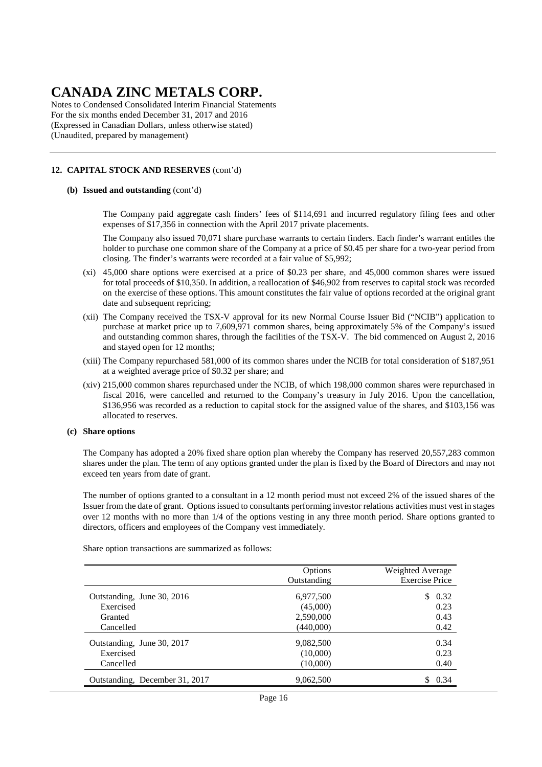# CANADA ZINC METALS CORP.

Notes to Condensed Consolidated Interim Financial Statements
For the six months ended December 31, 2017 and 2016
(Expressed in Canadian Dollars, unless otherwise stated)
(Unaudited, prepared by management)

## 12. CAPITAL STOCK AND RESERVES (cont'd)

### (b) Issued and outstanding (cont'd)

The Company paid aggregate cash finders' fees of $114,691 and incurred regulatory filing fees and other expenses of $17,356 in connection with the April 2017 private placements.

The Company also issued 70,071 share purchase warrants to certain finders. Each finder's warrant entitles the holder to purchase one common share of the Company at a price of $0.45 per share for a two-year period from closing. The finder's warrants were recorded at a fair value of $5,992;

(xi) 45,000 share options were exercised at a price of $0.23 per share, and 45,000 common shares were issued for total proceeds of $10,350. In addition, a reallocation of $46,902 from reserves to capital stock was recorded on the exercise of these options. This amount constitutes the fair value of options recorded at the original grant date and subsequent repricing;

(xii) The Company received the TSX-V approval for its new Normal Course Issuer Bid ("NCIB") application to purchase at market price up to 7,609,971 common shares, being approximately 5% of the Company's issued and outstanding common shares, through the facilities of the TSX-V. The bid commenced on August 2, 2016 and stayed open for 12 months;

(xiii) The Company repurchased 581,000 of its common shares under the NCIB for total consideration of $187,951 at a weighted average price of $0.32 per share; and

(xiv) 215,000 common shares repurchased under the NCIB, of which 198,000 common shares were repurchased in fiscal 2016, were cancelled and returned to the Company's treasury in July 2016. Upon the cancellation, $136,956 was recorded as a reduction to capital stock for the assigned value of the shares, and $103,156 was allocated to reserves.

### (c) Share options

The Company has adopted a 20% fixed share option plan whereby the Company has reserved 20,557,283 common shares under the plan. The term of any options granted under the plan is fixed by the Board of Directors and may not exceed ten years from date of grant.

The number of options granted to a consultant in a 12 month period must not exceed 2% of the issued shares of the Issuer from the date of grant. Options issued to consultants performing investor relations activities must vest in stages over 12 months with no more than 1/4 of the options vesting in any three month period. Share options granted to directors, officers and employees of the Company vest immediately.

Share option transactions are summarized as follows:

| | Options Outstanding | Weighted Average Exercise Price |
|---|---|---|
| Outstanding, June 30, 2016 | 6,977,500 | $ 0.32 |
| Exercised | (45,000) | 0.23 |
| Granted | 2,590,000 | 0.43 |
| Cancelled | (440,000) | 0.42 |
| Outstanding, June 30, 2017 | 9,082,500 | 0.34 |
| Exercised | (10,000) | 0.23 |
| Cancelled | (10,000) | 0.40 |
| Outstanding, December 31, 2017 | 9,062,500 | $ 0.34 |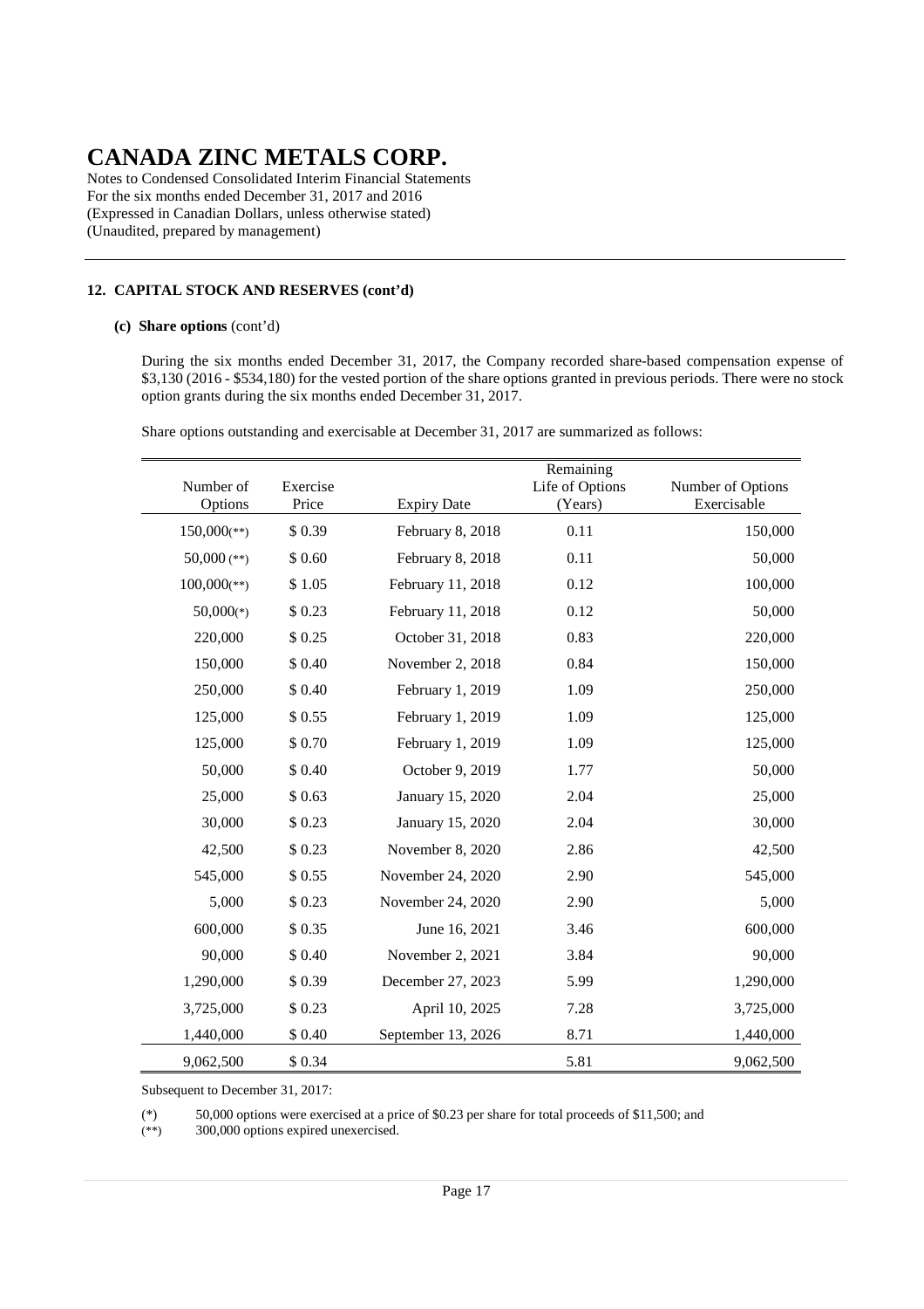# CANADA ZINC METALS CORP.

Notes to Condensed Consolidated Interim Financial Statements
For the six months ended December 31, 2017 and 2016
(Expressed in Canadian Dollars, unless otherwise stated)
(Unaudited, prepared by management)

## 12. CAPITAL STOCK AND RESERVES (cont'd)

### (c) Share options (cont'd)

During the six months ended December 31, 2017, the Company recorded share-based compensation expense of $3,130 (2016 - $534,180) for the vested portion of the share options granted in previous periods. There were no stock option grants during the six months ended December 31, 2017.

Share options outstanding and exercisable at December 31, 2017 are summarized as follows:

| Number of Options | Exercise Price | Expiry Date | Remaining Life of Options (Years) | Number of Options Exercisable |
|---|---|---|---|---|
| 150,000(**) | $ 0.39 | February 8, 2018 | 0.11 | 150,000 |
| 50,000 (**) | $ 0.60 | February 8, 2018 | 0.11 | 50,000 |
| 100,000(**) | $ 1.05 | February 11, 2018 | 0.12 | 100,000 |
| 50,000(*) | $ 0.23 | February 11, 2018 | 0.12 | 50,000 |
| 220,000 | $ 0.25 | October 31, 2018 | 0.83 | 220,000 |
| 150,000 | $ 0.40 | November 2, 2018 | 0.84 | 150,000 |
| 250,000 | $ 0.40 | February 1, 2019 | 1.09 | 250,000 |
| 125,000 | $ 0.55 | February 1, 2019 | 1.09 | 125,000 |
| 125,000 | $ 0.70 | February 1, 2019 | 1.09 | 125,000 |
| 50,000 | $ 0.40 | October 9, 2019 | 1.77 | 50,000 |
| 25,000 | $ 0.63 | January 15, 2020 | 2.04 | 25,000 |
| 30,000 | $ 0.23 | January 15, 2020 | 2.04 | 30,000 |
| 42,500 | $ 0.23 | November 8, 2020 | 2.86 | 42,500 |
| 545,000 | $ 0.55 | November 24, 2020 | 2.90 | 545,000 |
| 5,000 | $ 0.23 | November 24, 2020 | 2.90 | 5,000 |
| 600,000 | $ 0.35 | June 16, 2021 | 3.46 | 600,000 |
| 90,000 | $ 0.40 | November 2, 2021 | 3.84 | 90,000 |
| 1,290,000 | $ 0.39 | December 27, 2023 | 5.99 | 1,290,000 |
| 3,725,000 | $ 0.23 | April 10, 2025 | 7.28 | 3,725,000 |
| 1,440,000 | $ 0.40 | September 13, 2026 | 8.71 | 1,440,000 |
| 9,062,500 | $ 0.34 | | 5.81 | 9,062,500 |

Subsequent to December 31, 2017:

(*) 50,000 options were exercised at a price of $0.23 per share for total proceeds of $11,500; and
(**) 300,000 options expired unexercised.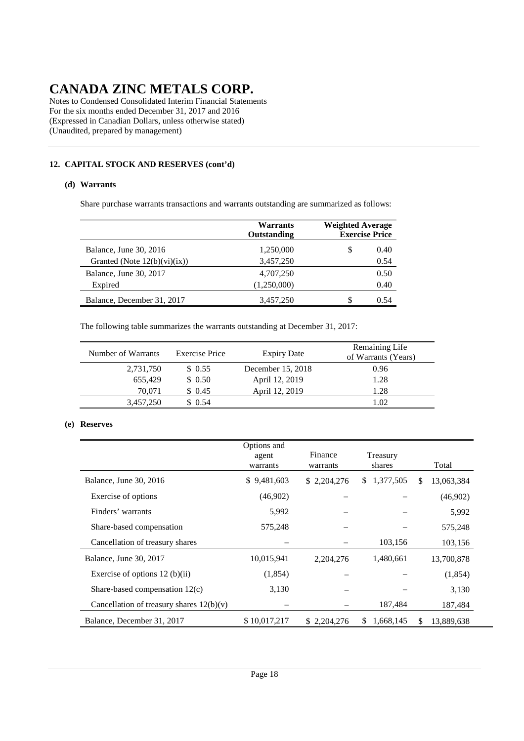# CANADA ZINC METALS CORP.

Notes to Condensed Consolidated Interim Financial Statements
For the six months ended December 31, 2017 and 2016
(Expressed in Canadian Dollars, unless otherwise stated)
(Unaudited, prepared by management)

## 12. CAPITAL STOCK AND RESERVES (cont'd)

### (d) Warrants

Share purchase warrants transactions and warrants outstanding are summarized as follows:

| | Warrants Outstanding | Weighted Average Exercise Price |
|---|---|---|
| Balance, June 30, 2016 | 1,250,000 | $ 0.40 |
| Granted (Note 12(b)(vi)(ix)) | 3,457,250 | 0.54 |
| Balance, June 30, 2017 | 4,707,250 | 0.50 |
| Expired | (1,250,000) | 0.40 |
| Balance, December 31, 2017 | 3,457,250 | $ 0.54 |

The following table summarizes the warrants outstanding at December 31, 2017:

| Number of Warrants | Exercise Price | Expiry Date | Remaining Life of Warrants (Years) |
|---|---|---|---|
| 2,731,750 | $ 0.55 | December 15, 2018 | 0.96 |
| 655,429 | $ 0.50 | April 12, 2019 | 1.28 |
| 70,071 | $ 0.45 | April 12, 2019 | 1.28 |
| 3,457,250 | $ 0.54 | | 1.02 |

### (e) Reserves

| | Options and agent warrants | Finance warrants | Treasury shares | Total |
|---|---|---|---|---|
| Balance, June 30, 2016 | $ 9,481,603 | $ 2,204,276 | $ 1,377,505 | $ 13,063,384 |
| Exercise of options | (46,902) | – | – | (46,902) |
| Finders' warrants | 5,992 | – | – | 5,992 |
| Share-based compensation | 575,248 | – | – | 575,248 |
| Cancellation of treasury shares | – | – | 103,156 | 103,156 |
| Balance, June 30, 2017 | 10,015,941 | 2,204,276 | 1,480,661 | 13,700,878 |
| Exercise of options 12 (b)(ii) | (1,854) | – | – | (1,854) |
| Share-based compensation 12(c) | 3,130 | – | – | 3,130 |
| Cancellation of treasury shares 12(b)(v) | – | – | 187,484 | 187,484 |
| Balance, December 31, 2017 | $ 10,017,217 | $ 2,204,276 | $ 1,668,145 | $ 13,889,638 |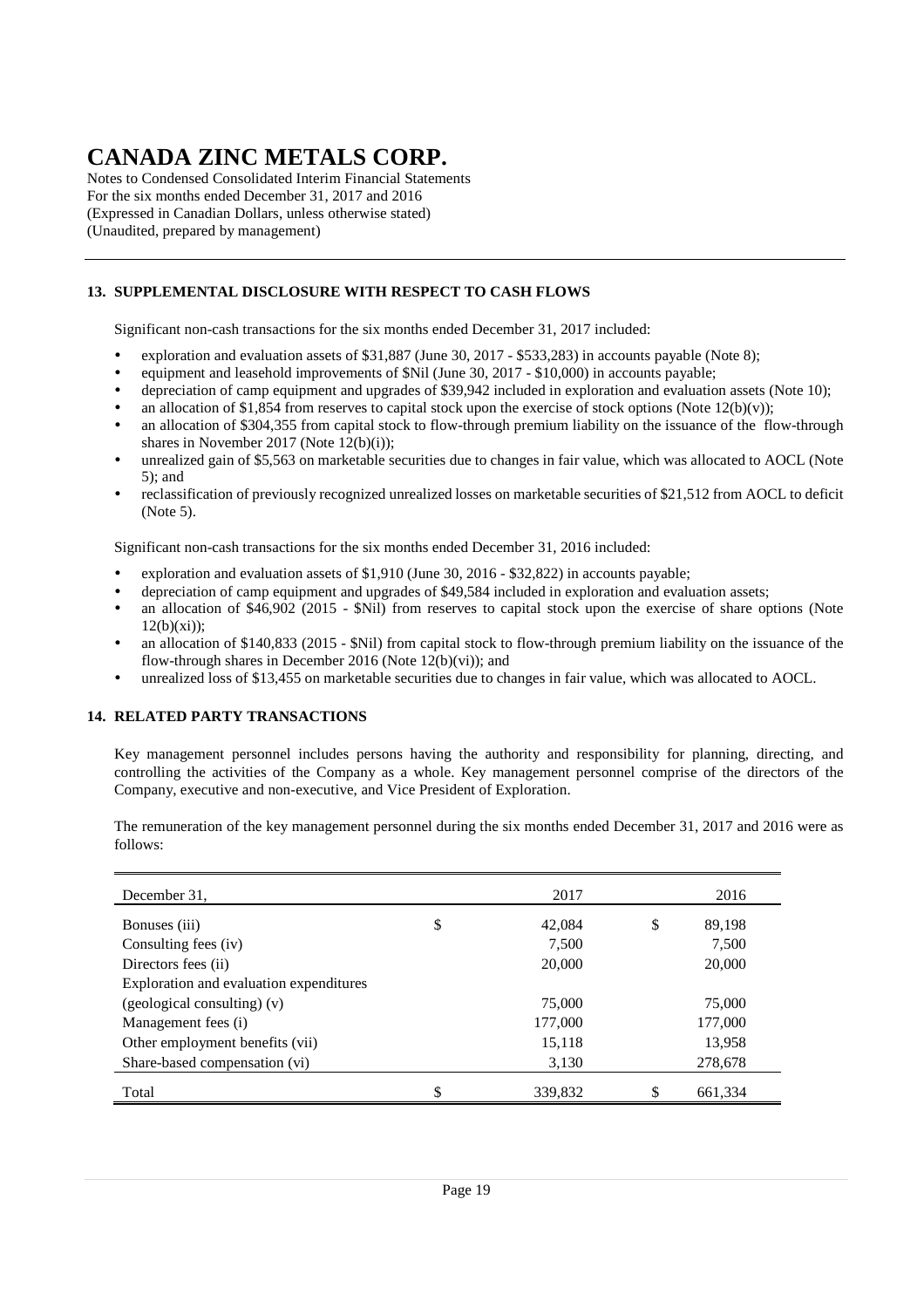# CANADA ZINC METALS CORP.

Notes to Condensed Consolidated Interim Financial Statements
For the six months ended December 31, 2017 and 2016
(Expressed in Canadian Dollars, unless otherwise stated)
(Unaudited, prepared by management)

## 13. SUPPLEMENTAL DISCLOSURE WITH RESPECT TO CASH FLOWS

Significant non-cash transactions for the six months ended December 31, 2017 included:

- exploration and evaluation assets of $31,887 (June 30, 2017 - $533,283) in accounts payable (Note 8);
- equipment and leasehold improvements of $Nil (June 30, 2017 - $10,000) in accounts payable;
- depreciation of camp equipment and upgrades of $39,942 included in exploration and evaluation assets (Note 10);
- an allocation of $1,854 from reserves to capital stock upon the exercise of stock options (Note 12(b)(v));
- an allocation of $304,355 from capital stock to flow-through premium liability on the issuance of the flow-through shares in November 2017 (Note 12(b)(i));
- unrealized gain of $5,563 on marketable securities due to changes in fair value, which was allocated to AOCL (Note 5); and
- reclassification of previously recognized unrealized losses on marketable securities of $21,512 from AOCL to deficit (Note 5).

Significant non-cash transactions for the six months ended December 31, 2016 included:

- exploration and evaluation assets of $1,910 (June 30, 2016 - $32,822) in accounts payable;
- depreciation of camp equipment and upgrades of $49,584 included in exploration and evaluation assets;
- an allocation of $46,902 (2015 - $Nil) from reserves to capital stock upon the exercise of share options (Note 12(b)(xi));
- an allocation of $140,833 (2015 - $Nil) from capital stock to flow-through premium liability on the issuance of the flow-through shares in December 2016 (Note 12(b)(vi)); and
- unrealized loss of $13,455 on marketable securities due to changes in fair value, which was allocated to AOCL.

## 14. RELATED PARTY TRANSACTIONS

Key management personnel includes persons having the authority and responsibility for planning, directing, and controlling the activities of the Company as a whole. Key management personnel comprise of the directors of the Company, executive and non-executive, and Vice President of Exploration.

The remuneration of the key management personnel during the six months ended December 31, 2017 and 2016 were as follows:

| December 31, | 2017 | 2016 |
|---|---|---|
| Bonuses (iii) | $ 42,084 | $ 89,198 |
| Consulting fees (iv) | 7,500 | 7,500 |
| Directors fees (ii) | 20,000 | 20,000 |
| Exploration and evaluation expenditures (geological consulting) (v) | 75,000 | 75,000 |
| Management fees (i) | 177,000 | 177,000 |
| Other employment benefits (vii) | 15,118 | 13,958 |
| Share-based compensation (vi) | 3,130 | 278,678 |
| Total | $ 339,832 | $ 661,334 |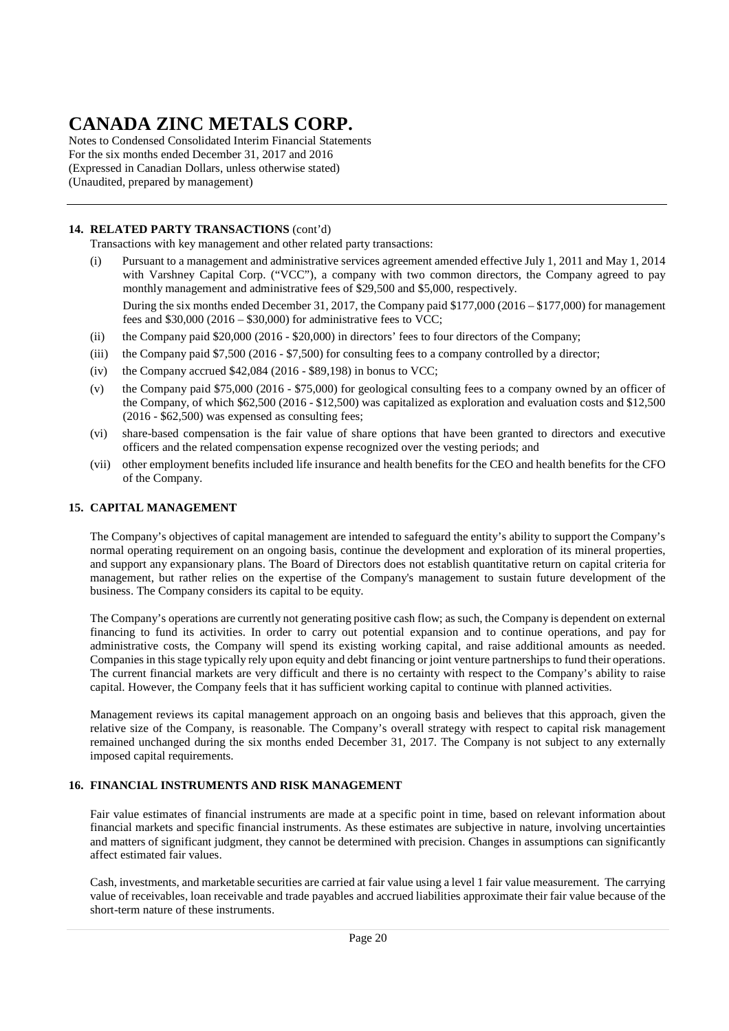# CANADA ZINC METALS CORP.

Notes to Condensed Consolidated Interim Financial Statements
For the six months ended December 31, 2017 and 2016
(Expressed in Canadian Dollars, unless otherwise stated)
(Unaudited, prepared by management)

## 14. RELATED PARTY TRANSACTIONS (cont'd)

Transactions with key management and other related party transactions:

(i) Pursuant to a management and administrative services agreement amended effective July 1, 2011 and May 1, 2014 with Varshney Capital Corp. ("VCC"), a company with two common directors, the Company agreed to pay monthly management and administrative fees of $29,500 and $5,000, respectively.

During the six months ended December 31, 2017, the Company paid $177,000 (2016 – $177,000) for management fees and $30,000 (2016 – $30,000) for administrative fees to VCC;

(ii) the Company paid $20,000 (2016 - $20,000) in directors' fees to four directors of the Company;

(iii) the Company paid $7,500 (2016 - $7,500) for consulting fees to a company controlled by a director;

(iv) the Company accrued $42,084 (2016 - $89,198) in bonus to VCC;

(v) the Company paid $75,000 (2016 - $75,000) for geological consulting fees to a company owned by an officer of the Company, of which $62,500 (2016 - $12,500) was capitalized as exploration and evaluation costs and $12,500 (2016 - $62,500) was expensed as consulting fees;

(vi) share-based compensation is the fair value of share options that have been granted to directors and executive officers and the related compensation expense recognized over the vesting periods; and

(vii) other employment benefits included life insurance and health benefits for the CEO and health benefits for the CFO of the Company.

## 15. CAPITAL MANAGEMENT

The Company's objectives of capital management are intended to safeguard the entity's ability to support the Company's normal operating requirement on an ongoing basis, continue the development and exploration of its mineral properties, and support any expansionary plans. The Board of Directors does not establish quantitative return on capital criteria for management, but rather relies on the expertise of the Company's management to sustain future development of the business. The Company considers its capital to be equity.

The Company's operations are currently not generating positive cash flow; as such, the Company is dependent on external financing to fund its activities. In order to carry out potential expansion and to continue operations, and pay for administrative costs, the Company will spend its existing working capital, and raise additional amounts as needed. Companies in this stage typically rely upon equity and debt financing or joint venture partnerships to fund their operations. The current financial markets are very difficult and there is no certainty with respect to the Company's ability to raise capital. However, the Company feels that it has sufficient working capital to continue with planned activities.

Management reviews its capital management approach on an ongoing basis and believes that this approach, given the relative size of the Company, is reasonable. The Company's overall strategy with respect to capital risk management remained unchanged during the six months ended December 31, 2017. The Company is not subject to any externally imposed capital requirements.

## 16. FINANCIAL INSTRUMENTS AND RISK MANAGEMENT

Fair value estimates of financial instruments are made at a specific point in time, based on relevant information about financial markets and specific financial instruments. As these estimates are subjective in nature, involving uncertainties and matters of significant judgment, they cannot be determined with precision. Changes in assumptions can significantly affect estimated fair values.

Cash, investments, and marketable securities are carried at fair value using a level 1 fair value measurement. The carrying value of receivables, loan receivable and trade payables and accrued liabilities approximate their fair value because of the short-term nature of these instruments.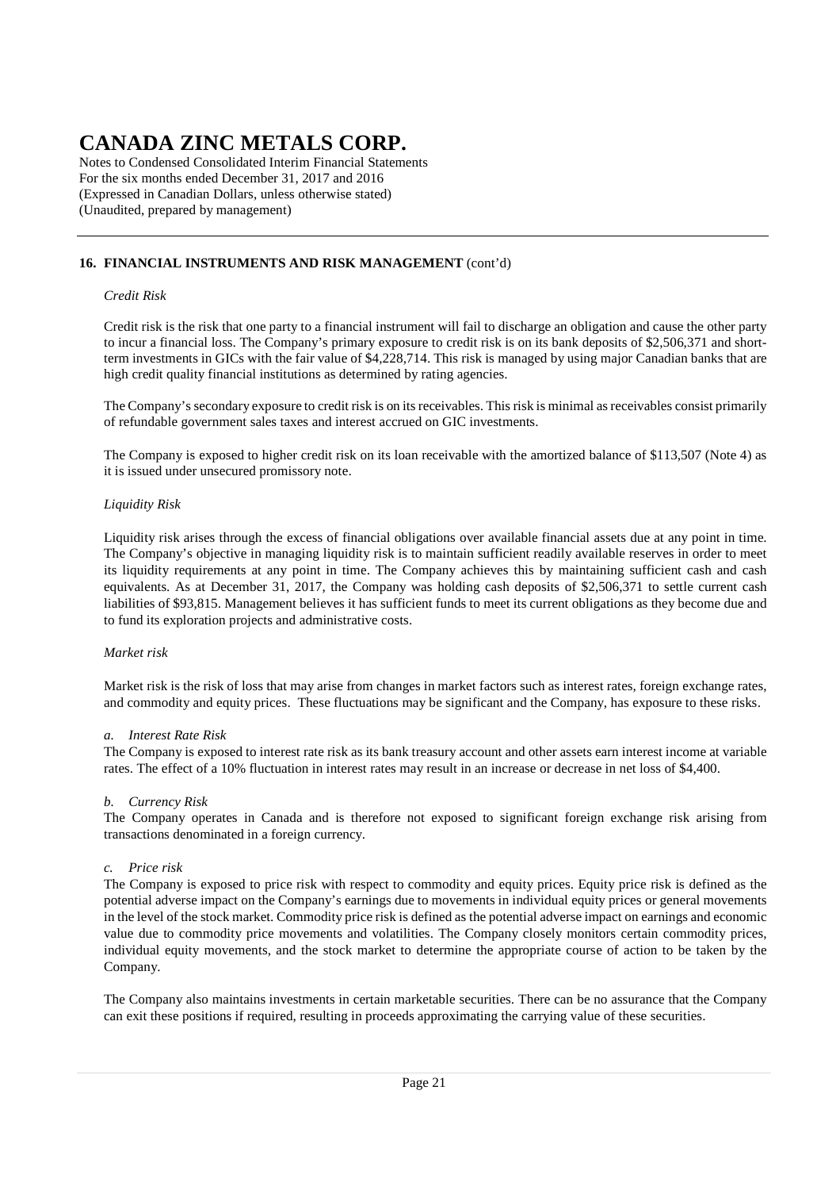# CANADA ZINC METALS CORP.

Notes to Condensed Consolidated Interim Financial Statements
For the six months ended December 31, 2017 and 2016
(Expressed in Canadian Dollars, unless otherwise stated)
(Unaudited, prepared by management)

## 16. FINANCIAL INSTRUMENTS AND RISK MANAGEMENT (cont'd)

*Credit Risk*

Credit risk is the risk that one party to a financial instrument will fail to discharge an obligation and cause the other party to incur a financial loss. The Company's primary exposure to credit risk is on its bank deposits of $2,506,371 and short-term investments in GICs with the fair value of $4,228,714. This risk is managed by using major Canadian banks that are high credit quality financial institutions as determined by rating agencies.

The Company's secondary exposure to credit risk is on its receivables. This risk is minimal as receivables consist primarily of refundable government sales taxes and interest accrued on GIC investments.

The Company is exposed to higher credit risk on its loan receivable with the amortized balance of $113,507 (Note 4) as it is issued under unsecured promissory note.

*Liquidity Risk*

Liquidity risk arises through the excess of financial obligations over available financial assets due at any point in time. The Company's objective in managing liquidity risk is to maintain sufficient readily available reserves in order to meet its liquidity requirements at any point in time. The Company achieves this by maintaining sufficient cash and cash equivalents. As at December 31, 2017, the Company was holding cash deposits of $2,506,371 to settle current cash liabilities of $93,815. Management believes it has sufficient funds to meet its current obligations as they become due and to fund its exploration projects and administrative costs.

*Market risk*

Market risk is the risk of loss that may arise from changes in market factors such as interest rates, foreign exchange rates, and commodity and equity prices. These fluctuations may be significant and the Company, has exposure to these risks.

*a. Interest Rate Risk*
The Company is exposed to interest rate risk as its bank treasury account and other assets earn interest income at variable rates. The effect of a 10% fluctuation in interest rates may result in an increase or decrease in net loss of $4,400.

*b. Currency Risk*
The Company operates in Canada and is therefore not exposed to significant foreign exchange risk arising from transactions denominated in a foreign currency.

*c. Price risk*
The Company is exposed to price risk with respect to commodity and equity prices. Equity price risk is defined as the potential adverse impact on the Company's earnings due to movements in individual equity prices or general movements in the level of the stock market. Commodity price risk is defined as the potential adverse impact on earnings and economic value due to commodity price movements and volatilities. The Company closely monitors certain commodity prices, individual equity movements, and the stock market to determine the appropriate course of action to be taken by the Company.

The Company also maintains investments in certain marketable securities. There can be no assurance that the Company can exit these positions if required, resulting in proceeds approximating the carrying value of these securities.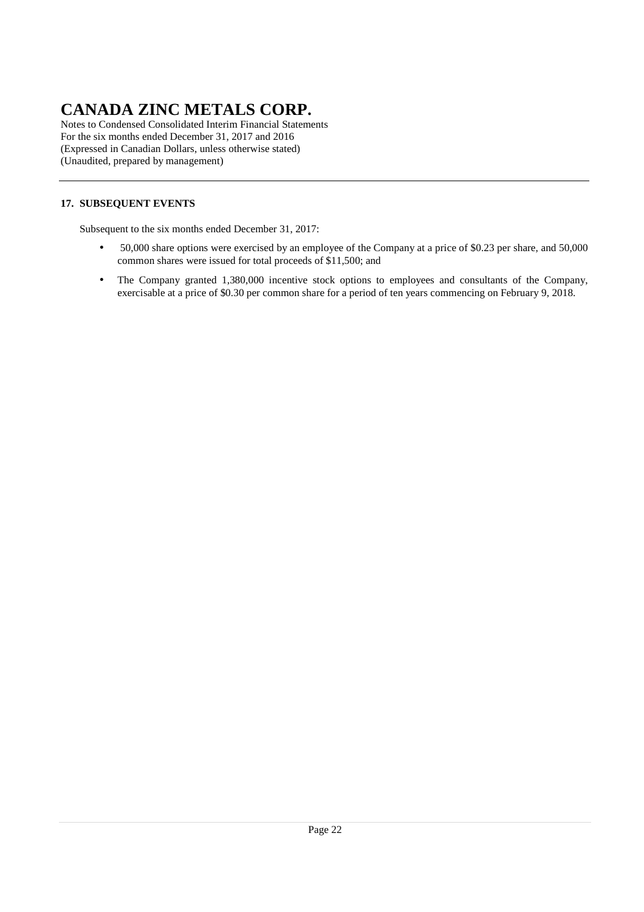# CANADA ZINC METALS CORP.

Notes to Condensed Consolidated Interim Financial Statements
For the six months ended December 31, 2017 and 2016
(Expressed in Canadian Dollars, unless otherwise stated)
(Unaudited, prepared by management)

## 17. SUBSEQUENT EVENTS

Subsequent to the six months ended December 31, 2017:

- 50,000 share options were exercised by an employee of the Company at a price of $0.23 per share, and 50,000 common shares were issued for total proceeds of $11,500; and
- The Company granted 1,380,000 incentive stock options to employees and consultants of the Company, exercisable at a price of $0.30 per common share for a period of ten years commencing on February 9, 2018.